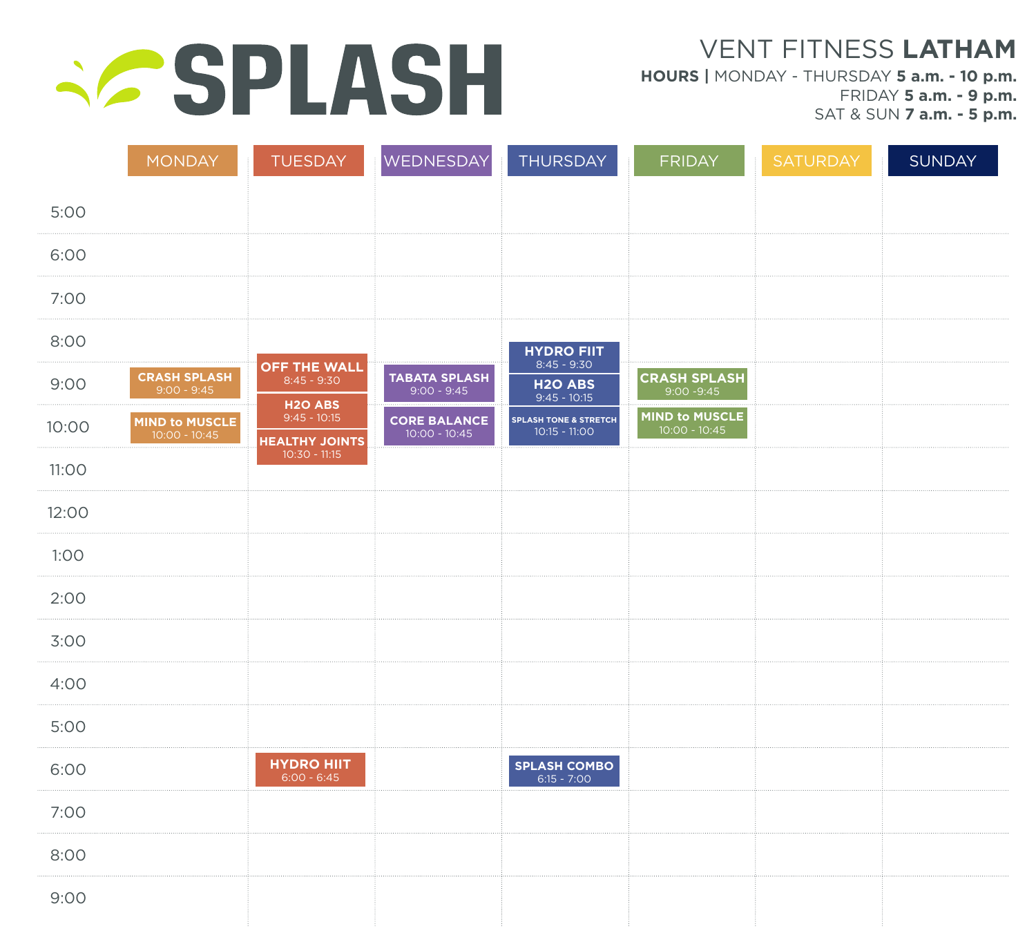# SPLASH

## VENT FITNESS **LATHAM**

**HOURS** | MONDAY - THURSDAY **5 a.m. - 10 p.m.**
FRIDAY **5 a.m. - 9 p.m.**
SAT & SUN **7 a.m. - 5 p.m.**

| | MONDAY | TUESDAY | WEDNESDAY | THURSDAY | FRIDAY | SATURDAY | SUNDAY |
|---|---|---|---|---|---|---|---|
| 5:00 | | | | | | | |
| 6:00 | | | | | | | |
| 7:00 | | | | | | | |
| 8:00 | | **OFF THE WALL** 8:45 - 9:30 | | **HYDRO FIIT** 8:45 - 9:30 | | | |
| 9:00 | **CRASH SPLASH** 9:00 - 9:45 | **H2O ABS** 9:45 - 10:15 | **TABATA SPLASH** 9:00 - 9:45 | **H2O ABS** 9:45 - 10:15 | **CRASH SPLASH** 9:00 -9:45 | | |
| 10:00 | **MIND to MUSCLE** 10:00 - 10:45 | **HEALTHY JOINTS** 10:30 - 11:15 | **CORE BALANCE** 10:00 - 10:45 | **SPLASH TONE & STRETCH** 10:15 - 11:00 | **MIND to MUSCLE** 10:00 - 10:45 | | |
| 11:00 | | | | | | | |
| 12:00 | | | | | | | |
| 1:00 | | | | | | | |
| 2:00 | | | | | | | |
| 3:00 | | | | | | | |
| 4:00 | | | | | | | |
| 5:00 | | | | | | | |
| 6:00 | | **HYDRO HIIT** 6:00 - 6:45 | | **SPLASH COMBO** 6:15 - 7:00 | | | |
| 7:00 | | | | | | | |
| 8:00 | | | | | | | |
| 9:00 | | | | | | | |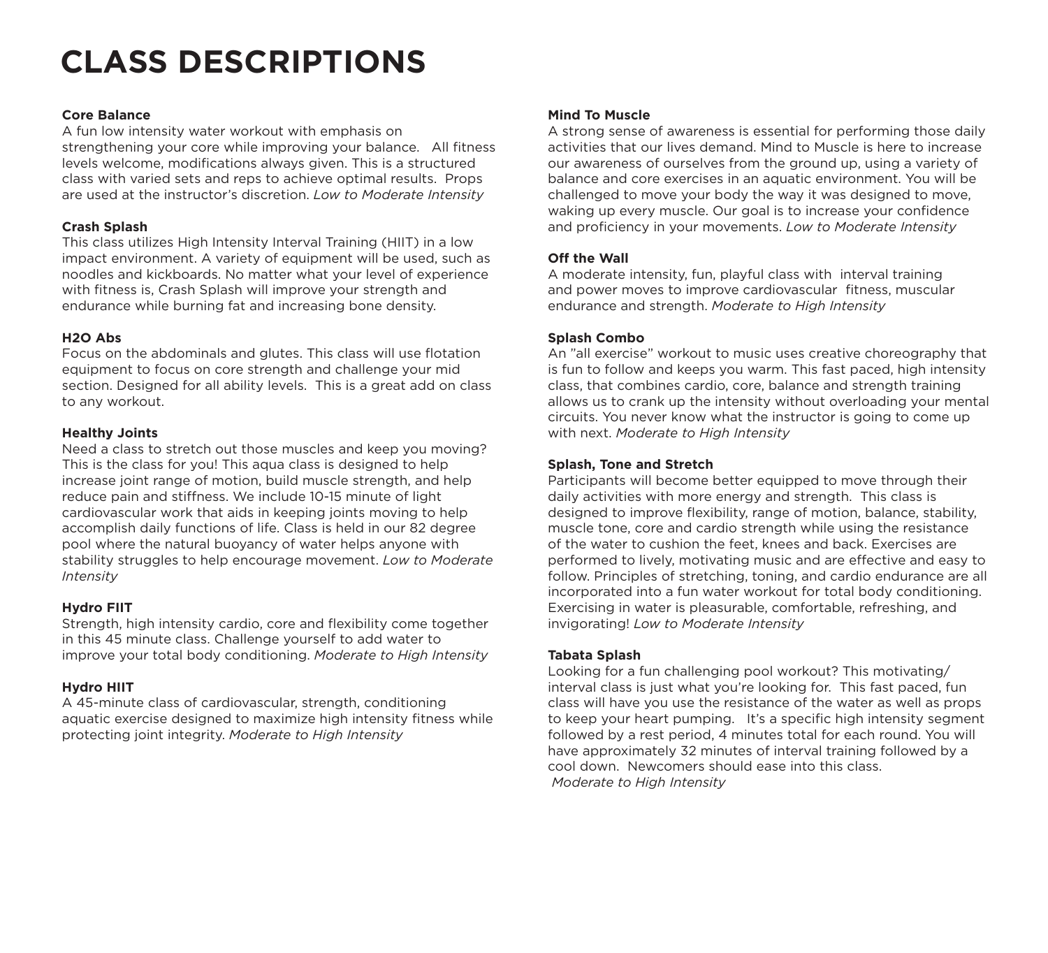# CLASS DESCRIPTIONS

**Core Balance**
A fun low intensity water workout with emphasis on strengthening your core while improving your balance. All fitness levels welcome, modifications always given. This is a structured class with varied sets and reps to achieve optimal results. Props are used at the instructor's discretion. *Low to Moderate Intensity*

**Crash Splash**
This class utilizes High Intensity Interval Training (HIIT) in a low impact environment. A variety of equipment will be used, such as noodles and kickboards. No matter what your level of experience with fitness is, Crash Splash will improve your strength and endurance while burning fat and increasing bone density.

**H2O Abs**
Focus on the abdominals and glutes. This class will use flotation equipment to focus on core strength and challenge your mid section. Designed for all ability levels. This is a great add on class to any workout.

**Healthy Joints**
Need a class to stretch out those muscles and keep you moving? This is the class for you! This aqua class is designed to help increase joint range of motion, build muscle strength, and help reduce pain and stiffness. We include 10-15 minute of light cardiovascular work that aids in keeping joints moving to help accomplish daily functions of life. Class is held in our 82 degree pool where the natural buoyancy of water helps anyone with stability struggles to help encourage movement. *Low to Moderate Intensity*

**Hydro FIIT**
Strength, high intensity cardio, core and flexibility come together in this 45 minute class. Challenge yourself to add water to improve your total body conditioning. *Moderate to High Intensity*

**Hydro HIIT**
A 45-minute class of cardiovascular, strength, conditioning aquatic exercise designed to maximize high intensity fitness while protecting joint integrity. *Moderate to High Intensity*

**Mind To Muscle**
A strong sense of awareness is essential for performing those daily activities that our lives demand. Mind to Muscle is here to increase our awareness of ourselves from the ground up, using a variety of balance and core exercises in an aquatic environment. You will be challenged to move your body the way it was designed to move, waking up every muscle. Our goal is to increase your confidence and proficiency in your movements. *Low to Moderate Intensity*

**Off the Wall**
A moderate intensity, fun, playful class with interval training and power moves to improve cardiovascular fitness, muscular endurance and strength. *Moderate to High Intensity*

**Splash Combo**
An "all exercise" workout to music uses creative choreography that is fun to follow and keeps you warm. This fast paced, high intensity class, that combines cardio, core, balance and strength training allows us to crank up the intensity without overloading your mental circuits. You never know what the instructor is going to come up with next. *Moderate to High Intensity*

**Splash, Tone and Stretch**
Participants will become better equipped to move through their daily activities with more energy and strength. This class is designed to improve flexibility, range of motion, balance, stability, muscle tone, core and cardio strength while using the resistance of the water to cushion the feet, knees and back. Exercises are performed to lively, motivating music and are effective and easy to follow. Principles of stretching, toning, and cardio endurance are all incorporated into a fun water workout for total body conditioning. Exercising in water is pleasurable, comfortable, refreshing, and invigorating! *Low to Moderate Intensity*

**Tabata Splash**
Looking for a fun challenging pool workout? This motivating/interval class is just what you're looking for. This fast paced, fun class will have you use the resistance of the water as well as props to keep your heart pumping. It's a specific high intensity segment followed by a rest period, 4 minutes total for each round. You will have approximately 32 minutes of interval training followed by a cool down. Newcomers should ease into this class.
*Moderate to High Intensity*